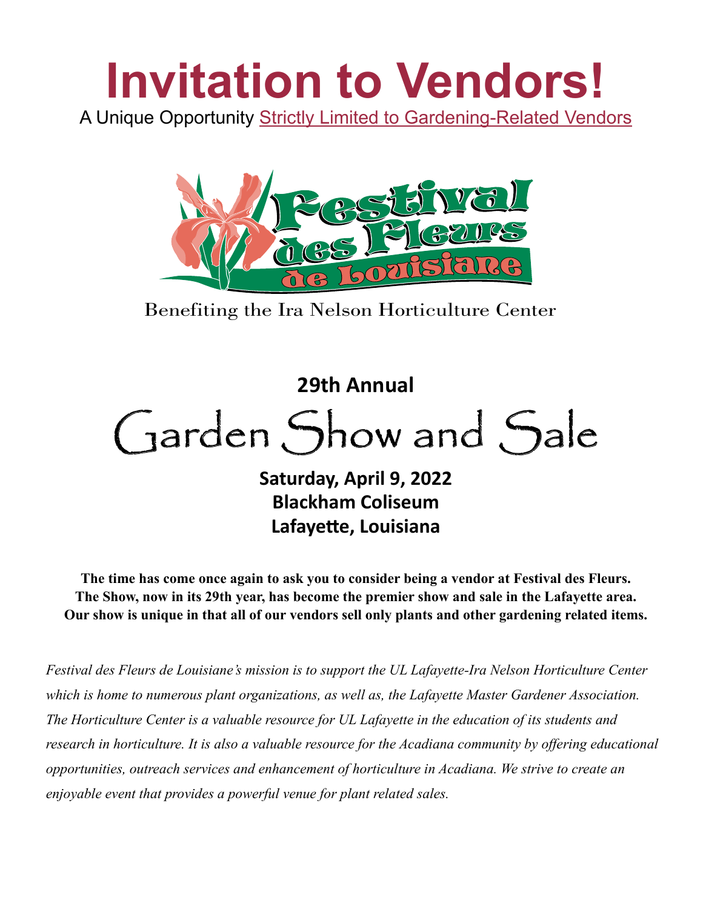# Invitation to Vendors!

A Unique Opportunity Strictly Limited to Gardening-Related Vendors

Festival des Fleurs de Louisiane

Benefiting the Ira Nelson Horticulture Center

**29th Annual**

# Garden Show and Sale

**Saturday, April 9, 2022**
**Blackham Coliseum**
**Lafayette, Louisiana**

**The time has come once again to ask you to consider being a vendor at Festival des Fleurs. The Show, now in its 29th year, has become the premier show and sale in the Lafayette area. Our show is unique in that all of our vendors sell only plants and other gardening related items.**

*Festival des Fleurs de Louisiane's mission is to support the UL Lafayette-Ira Nelson Horticulture Center which is home to numerous plant organizations, as well as, the Lafayette Master Gardener Association. The Horticulture Center is a valuable resource for UL Lafayette in the education of its students and research in horticulture. It is also a valuable resource for the Acadiana community by offering educational opportunities, outreach services and enhancement of horticulture in Acadiana. We strive to create an enjoyable event that provides a powerful venue for plant related sales.*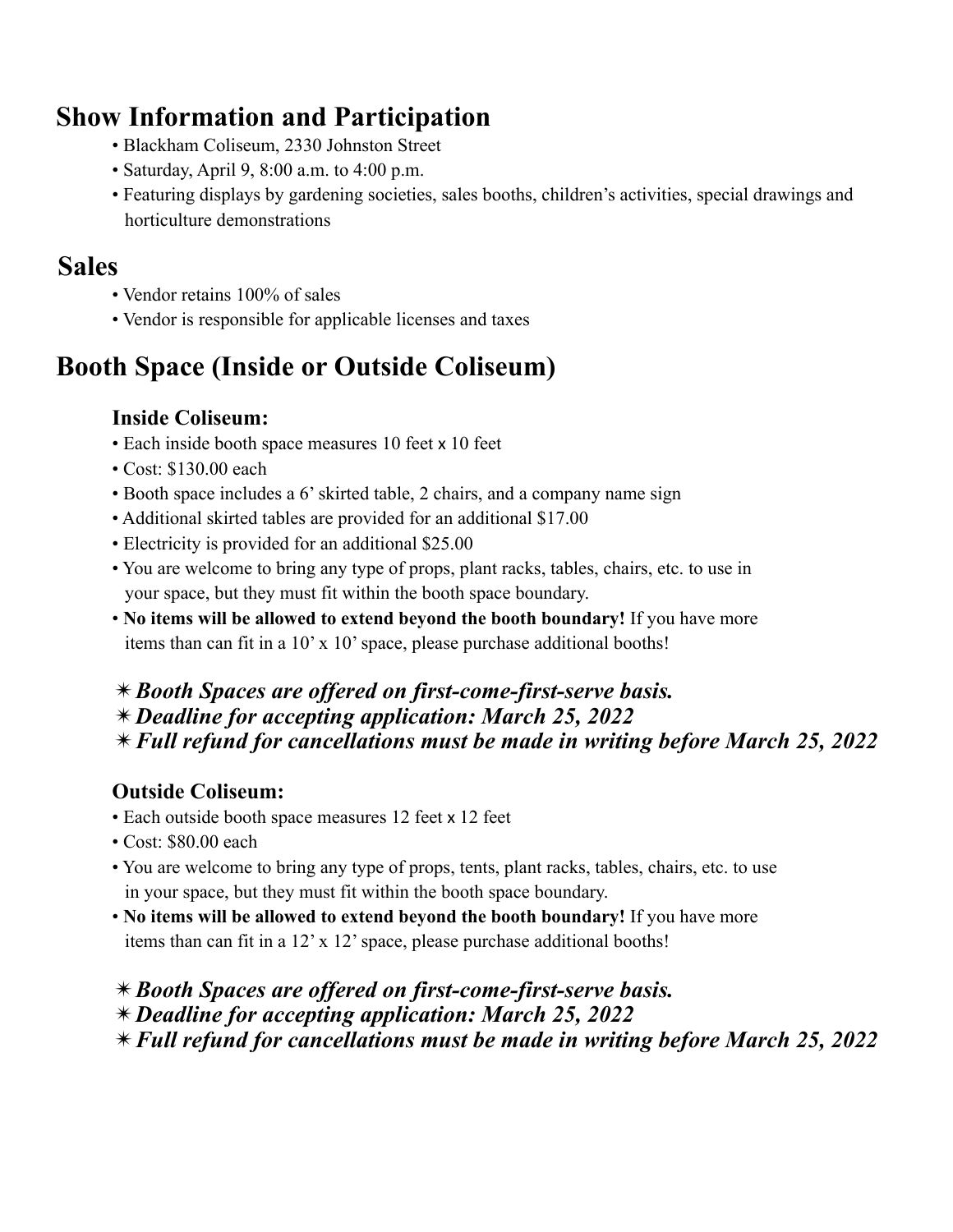## Show Information and Participation

- Blackham Coliseum, 2330 Johnston Street
- Saturday, April 9, 8:00 a.m. to 4:00 p.m.
- Featuring displays by gardening societies, sales booths, children's activities, special drawings and horticulture demonstrations

## Sales

- Vendor retains 100% of sales
- Vendor is responsible for applicable licenses and taxes

## Booth Space (Inside or Outside Coliseum)

### Inside Coliseum:

- Each inside booth space measures 10 feet x 10 feet
- Cost: $130.00 each
- Booth space includes a 6' skirted table, 2 chairs, and a company name sign
- Additional skirted tables are provided for an additional $17.00
- Electricity is provided for an additional $25.00
- You are welcome to bring any type of props, plant racks, tables, chairs, etc. to use in your space, but they must fit within the booth space boundary.
- **No items will be allowed to extend beyond the booth boundary!** If you have more items than can fit in a 10' x 10' space, please purchase additional booths!

✴ ***Booth Spaces are offered on first-come-first-serve basis.***
✴ ***Deadline for accepting application: March 25, 2022***
✴ ***Full refund for cancellations must be made in writing before March 25, 2022***

### Outside Coliseum:

- Each outside booth space measures 12 feet x 12 feet
- Cost: $80.00 each
- You are welcome to bring any type of props, tents, plant racks, tables, chairs, etc. to use in your space, but they must fit within the booth space boundary.
- **No items will be allowed to extend beyond the booth boundary!** If you have more items than can fit in a 12' x 12' space, please purchase additional booths!

✴ ***Booth Spaces are offered on first-come-first-serve basis.***
✴ ***Deadline for accepting application: March 25, 2022***
✴ ***Full refund for cancellations must be made in writing before March 25, 2022***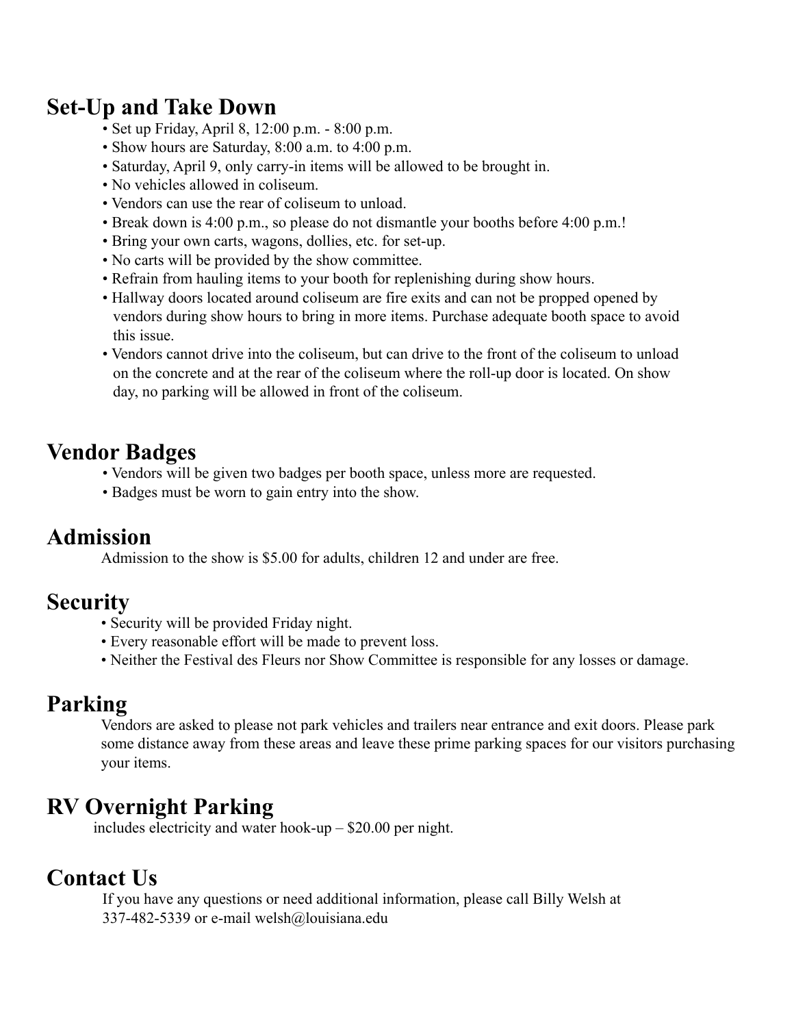## Set-Up and Take Down

- Set up Friday, April 8, 12:00 p.m. - 8:00 p.m.
- Show hours are Saturday, 8:00 a.m. to 4:00 p.m.
- Saturday, April 9, only carry-in items will be allowed to be brought in.
- No vehicles allowed in coliseum.
- Vendors can use the rear of coliseum to unload.
- Break down is 4:00 p.m., so please do not dismantle your booths before 4:00 p.m.!
- Bring your own carts, wagons, dollies, etc. for set-up.
- No carts will be provided by the show committee.
- Refrain from hauling items to your booth for replenishing during show hours.
- Hallway doors located around coliseum are fire exits and can not be propped opened by vendors during show hours to bring in more items. Purchase adequate booth space to avoid this issue.
- Vendors cannot drive into the coliseum, but can drive to the front of the coliseum to unload on the concrete and at the rear of the coliseum where the roll-up door is located. On show day, no parking will be allowed in front of the coliseum.

## Vendor Badges

- Vendors will be given two badges per booth space, unless more are requested.
- Badges must be worn to gain entry into the show.

## Admission

Admission to the show is $5.00 for adults, children 12 and under are free.

## Security

- Security will be provided Friday night.
- Every reasonable effort will be made to prevent loss.
- Neither the Festival des Fleurs nor Show Committee is responsible for any losses or damage.

## Parking

Vendors are asked to please not park vehicles and trailers near entrance and exit doors. Please park some distance away from these areas and leave these prime parking spaces for our visitors purchasing your items.

## RV Overnight Parking

includes electricity and water hook-up – $20.00 per night.

## Contact Us

If you have any questions or need additional information, please call Billy Welsh at 337-482-5339 or e-mail welsh@louisiana.edu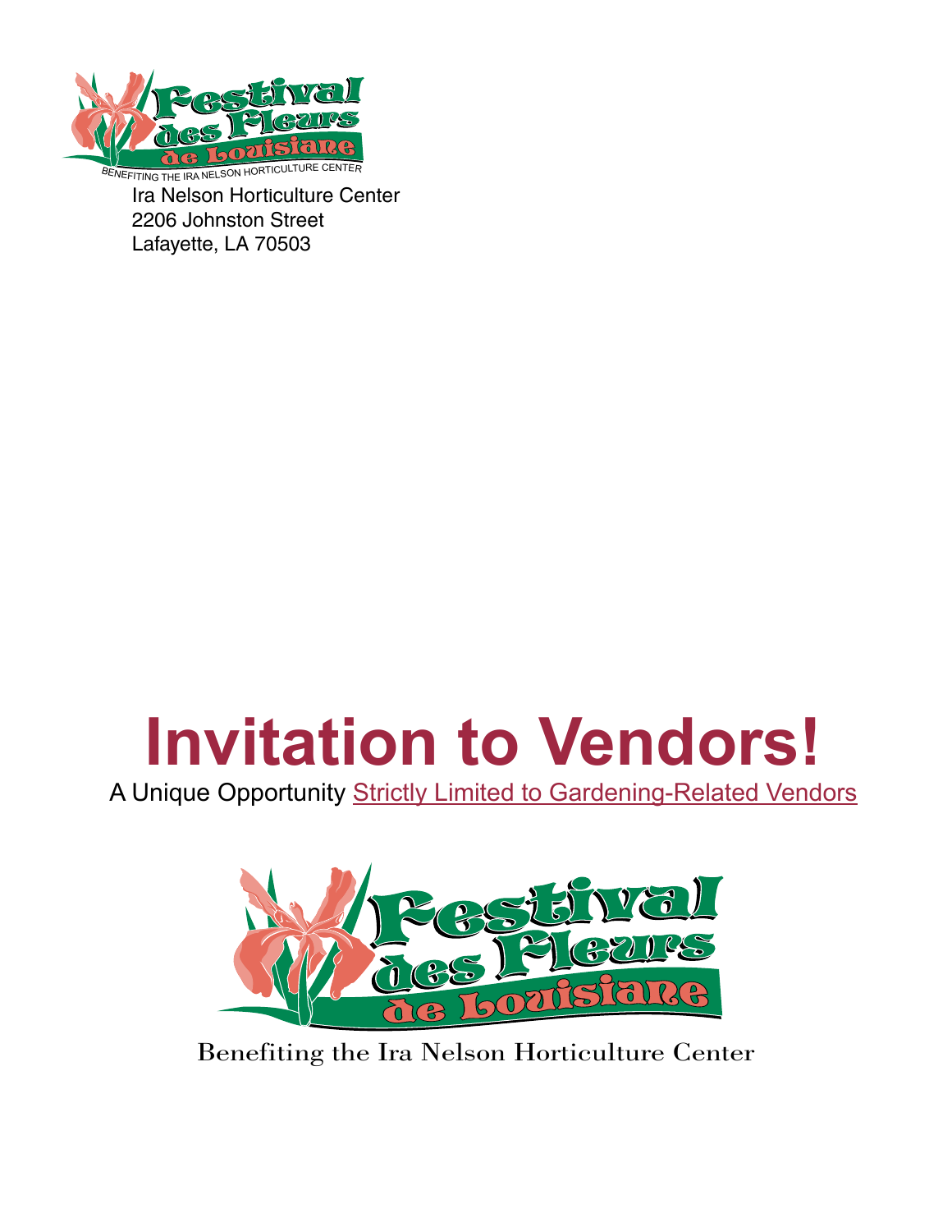Festival des Fleurs de Louisiane

BENEFITING THE IRA NELSON HORTICULTURE CENTER

Ira Nelson Horticulture Center
2206 Johnston Street
Lafayette, LA 70503

# Invitation to Vendors!

A Unique Opportunity Strictly Limited to Gardening-Related Vendors

Festival des Fleurs de Louisiane

Benefiting the Ira Nelson Horticulture Center